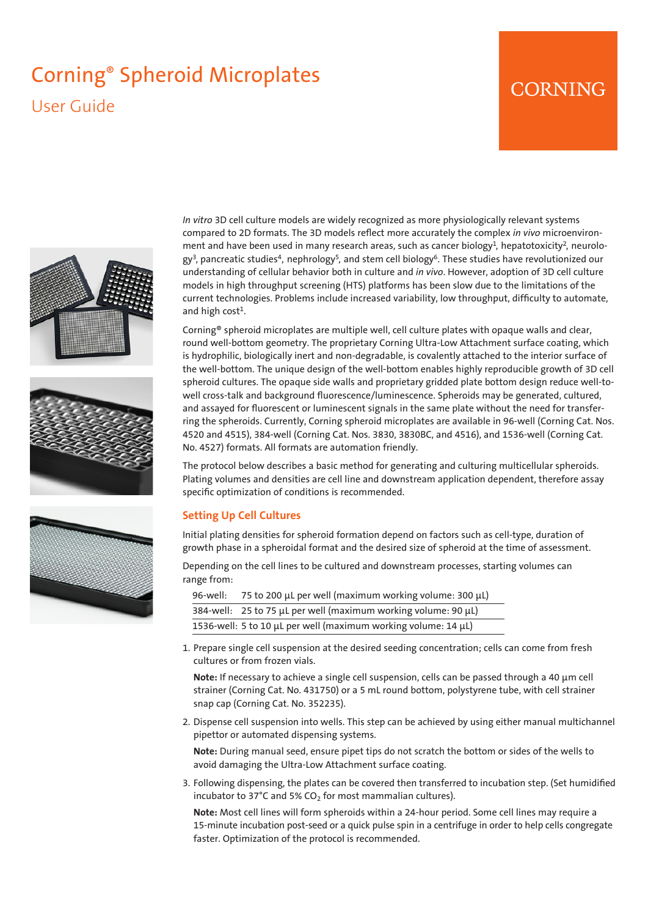# Corning® Spheroid Microplates

## User Guide

CORNING

*In vitro* 3D cell culture models are widely recognized as more physiologically relevant systems compared to 2D formats. The 3D models reflect more accurately the complex *in vivo* microenvironment and have been used in many research areas, such as cancer biology[1], hepatotoxicity[2], neurology[3], pancreatic studies[4], nephrology[5], and stem cell biology[6]. These studies have revolutionized our understanding of cellular behavior both in culture and *in vivo*. However, adoption of 3D cell culture models in high throughput screening (HTS) platforms has been slow due to the limitations of the current technologies. Problems include increased variability, low throughput, difficulty to automate, and high cost[1].

Corning® spheroid microplates are multiple well, cell culture plates with opaque walls and clear, round well-bottom geometry. The proprietary Corning Ultra-Low Attachment surface coating, which is hydrophilic, biologically inert and non-degradable, is covalently attached to the interior surface of the well-bottom. The unique design of the well-bottom enables highly reproducible growth of 3D cell spheroid cultures. The opaque side walls and proprietary gridded plate bottom design reduce well-to-well cross-talk and background fluorescence/luminescence. Spheroids may be generated, cultured, and assayed for fluorescent or luminescent signals in the same plate without the need for transferring the spheroids. Currently, Corning spheroid microplates are available in 96-well (Corning Cat. Nos. 4520 and 4515), 384-well (Corning Cat. Nos. 3830, 3830BC, and 4516), and 1536-well (Corning Cat. No. 4527) formats. All formats are automation friendly.

The protocol below describes a basic method for generating and culturing multicellular spheroids. Plating volumes and densities are cell line and downstream application dependent, therefore assay specific optimization of conditions is recommended.

### Setting Up Cell Cultures

Initial plating densities for spheroid formation depend on factors such as cell-type, duration of growth phase in a spheroidal format and the desired size of spheroid at the time of assessment.

Depending on the cell lines to be cultured and downstream processes, starting volumes can range from:

| | |
|---|---|
| 96-well: | 75 to 200 µL per well (maximum working volume: 300 µL) |
| 384-well: | 25 to 75 µL per well (maximum working volume: 90 µL) |
| 1536-well: | 5 to 10 µL per well (maximum working volume: 14 µL) |

1. Prepare single cell suspension at the desired seeding concentration; cells can come from fresh cultures or from frozen vials.

   **Note:** If necessary to achieve a single cell suspension, cells can be passed through a 40 µm cell strainer (Corning Cat. No. 431750) or a 5 mL round bottom, polystyrene tube, with cell strainer snap cap (Corning Cat. No. 352235).

2. Dispense cell suspension into wells. This step can be achieved by using either manual multichannel pipettor or automated dispensing systems.

   **Note:** During manual seed, ensure pipet tips do not scratch the bottom or sides of the wells to avoid damaging the Ultra-Low Attachment surface coating.

3. Following dispensing, the plates can be covered then transferred to incubation step. (Set humidified incubator to 37°C and 5% $CO_2$ for most mammalian cultures).

   **Note:** Most cell lines will form spheroids within a 24-hour period. Some cell lines may require a 15-minute incubation post-seed or a quick pulse spin in a centrifuge in order to help cells congregate faster. Optimization of the protocol is recommended.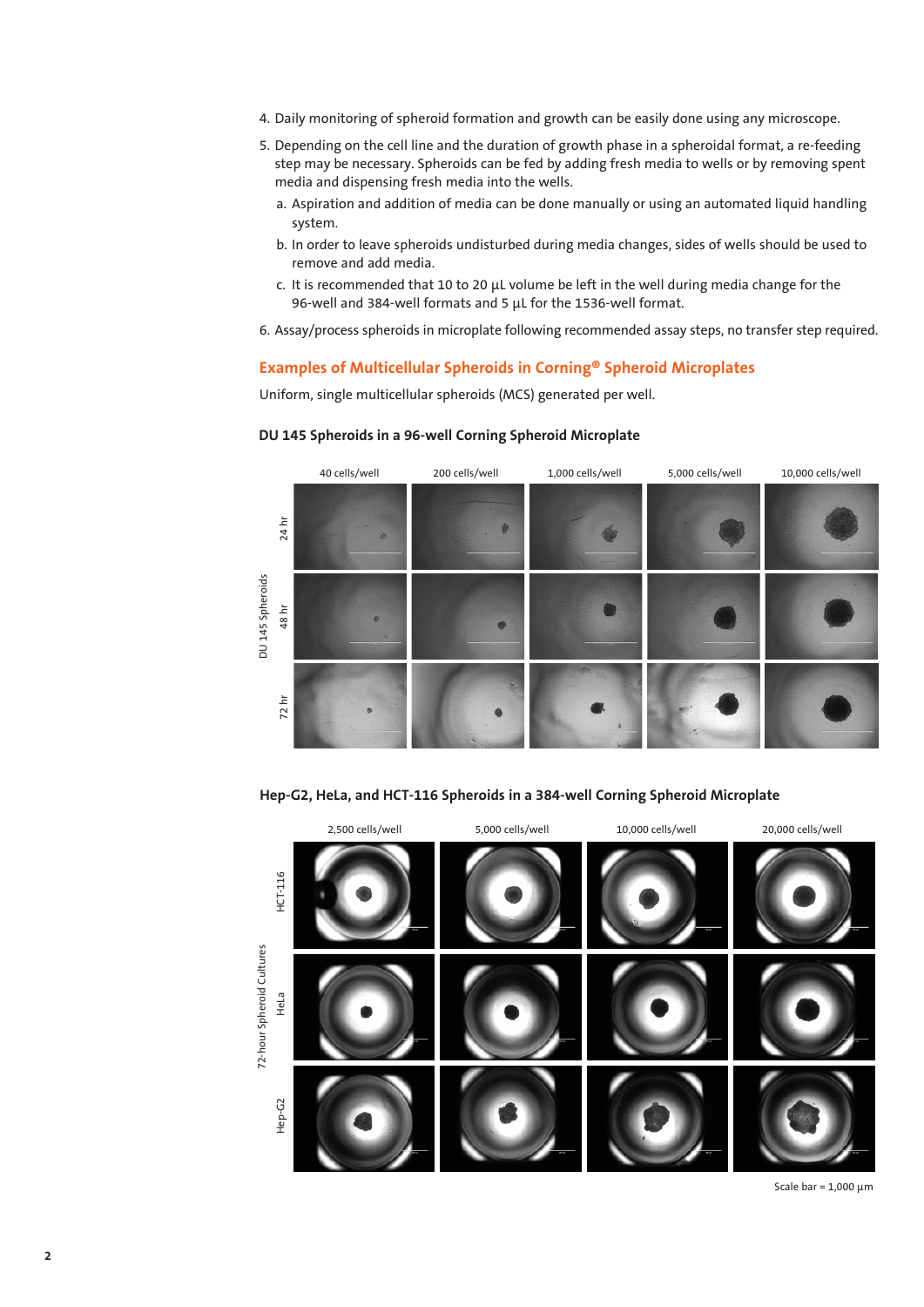4. Daily monitoring of spheroid formation and growth can be easily done using any microscope.
5. Depending on the cell line and the duration of growth phase in a spheroidal format, a re-feeding step may be necessary. Spheroids can be fed by adding fresh media to wells or by removing spent media and dispensing fresh media into the wells.
   a. Aspiration and addition of media can be done manually or using an automated liquid handling system.
   b. In order to leave spheroids undisturbed during media changes, sides of wells should be used to remove and add media.
   c. It is recommended that 10 to 20 µL volume be left in the well during media change for the 96-well and 384-well formats and 5 µL for the 1536-well format.
6. Assay/process spheroids in microplate following recommended assay steps, no transfer step required.

## Examples of Multicellular Spheroids in Corning® Spheroid Microplates

Uniform, single multicellular spheroids (MCS) generated per well.

### DU 145 Spheroids in a 96-well Corning Spheroid Microplate

DU 145 Spheroids

40 cells/well | 200 cells/well | 1,000 cells/well | 5,000 cells/well | 10,000 cells/well

24 hr | 48 hr | 72 hr

### Hep-G2, HeLa, and HCT-116 Spheroids in a 384-well Corning Spheroid Microplate

72-hour Spheroid Cultures

2,500 cells/well | 5,000 cells/well | 10,000 cells/well | 20,000 cells/well

HCT-116 | HeLa | Hep-G2

Scale bar = 1,000 µm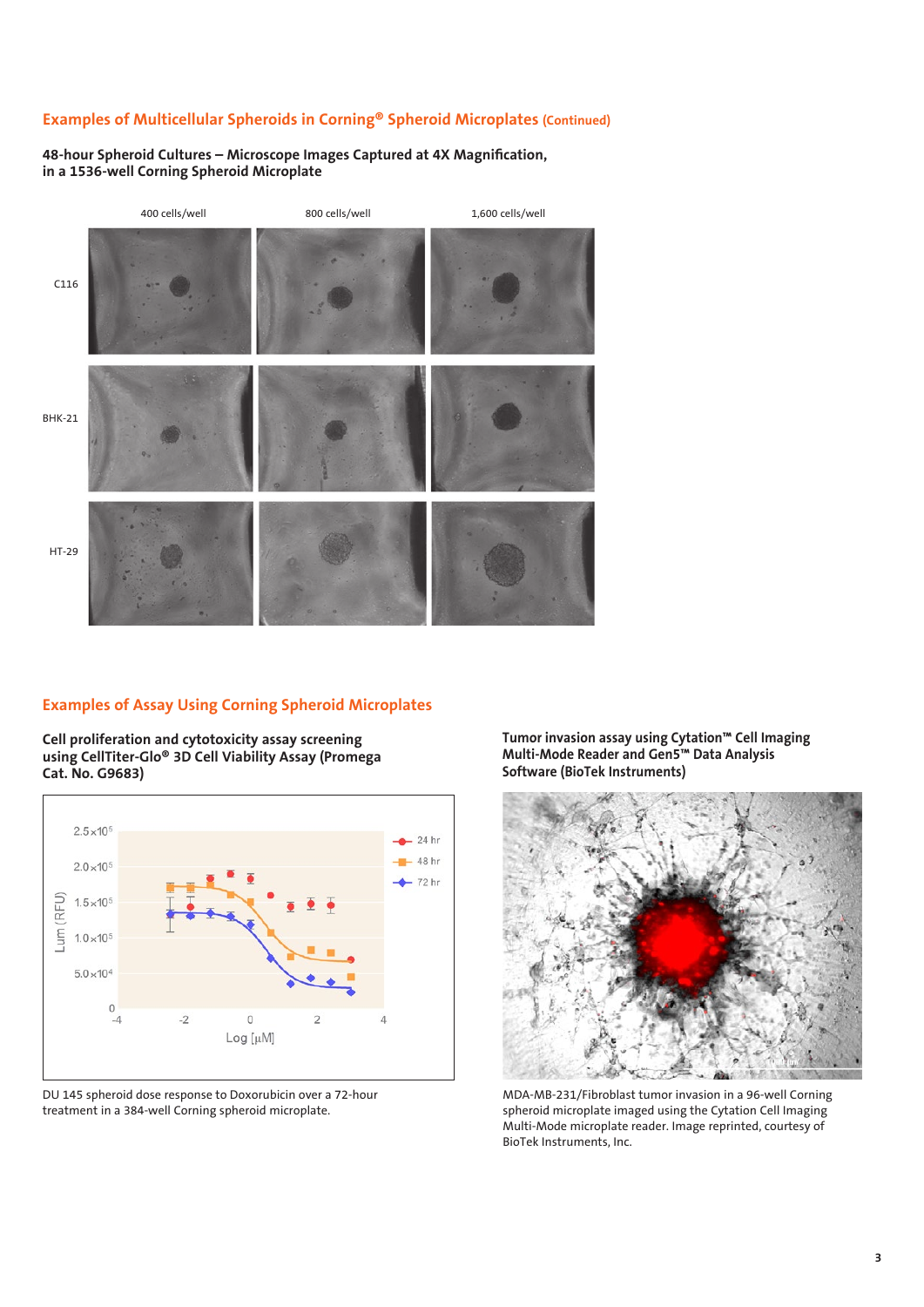## Examples of Multicellular Spheroids in Corning® Spheroid Microplates (Continued)

**48-hour Spheroid Cultures – Microscope Images Captured at 4X Magnification, in a 1536-well Corning Spheroid Microplate**

| | 400 cells/well | 800 cells/well | 1,600 cells/well |
|---|---|---|---|
| C116 | | | |
| BHK-21 | | | |
| HT-29 | | | |

## Examples of Assay Using Corning Spheroid Microplates

**Cell proliferation and cytotoxicity assay screening using CellTiter-Glo® 3D Cell Viability Assay (Promega Cat. No. G9683)**

DU 145 spheroid dose response to Doxorubicin over a 72-hour treatment in a 384-well Corning spheroid microplate.

**Tumor invasion assay using Cytation™ Cell Imaging Multi-Mode Reader and Gen5™ Data Analysis Software (BioTek Instruments)**

MDA-MB-231/Fibroblast tumor invasion in a 96-well Corning spheroid microplate imaged using the Cytation Cell Imaging Multi-Mode microplate reader. Image reprinted, courtesy of BioTek Instruments, Inc.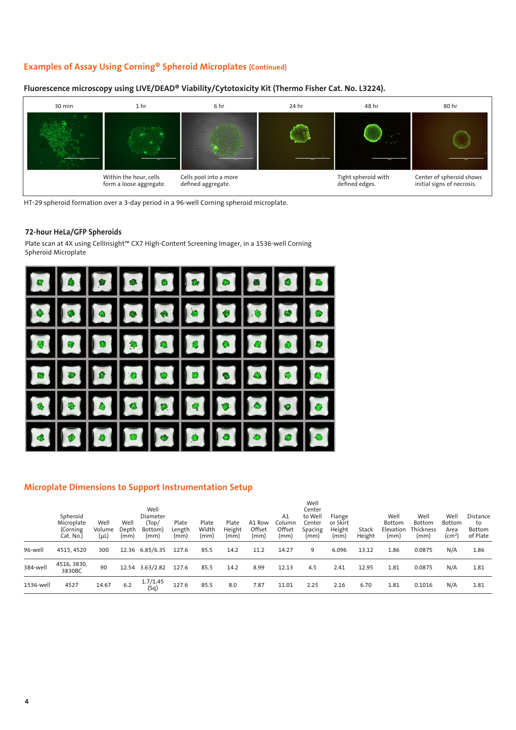## Examples of Assay Using Corning® Spheroid Microplates (Continued)

### Fluorescence microscopy using LIVE/DEAD® Viability/Cytotoxicity Kit (Thermo Fisher Cat. No. L3224).

| 30 min | 1 hr | 6 hr | 24 hr | 48 hr | 80 hr |
|---|---|---|---|---|---|
| | Within the hour, cells form a loose aggregate. | Cells pool into a more defined aggregate. | | Tight spheroid with defined edges. | Center of spheroid shows initial signs of necrosis. |

HT-29 spheroid formation over a 3-day period in a 96-well Corning spheroid microplate.

### 72-hour HeLa/GFP Spheroids

Plate scan at 4X using CellInsight™ CX7 High-Content Screening Imager, in a 1536-well Corning Spheroid Microplate

## Microplate Dimensions to Support Instrumentation Setup

| | Spheroid Microplate (Corning Cat. No.) | Well Volume (µL) | Well Depth (mm) | Well Diameter (Top/ Bottom) (mm) | Plate Length (mm) | Plate Width (mm) | Plate Height (mm) | A1 Row Offset (mm) | A1 Column Offset (mm) | Well Center to Well Center Spacing (mm) | Flange or Skirt Height (mm) | Stack Height | Well Bottom Elevation (mm) | Well Bottom Thickness (mm) | Well Bottom Area ($cm^2$) | Distance to Bottom of Plate |
|---|---|---|---|---|---|---|---|---|---|---|---|---|---|---|---|---|
| 96-well | 4515, 4520 | 300 | 12.36 | 6.85/6.35 | 127.6 | 85.5 | 14.2 | 11.2 | 14.27 | 9 | 6.096 | 13.12 | 1.86 | 0.0875 | N/A | 1.86 |
| 384-well | 4516, 3830, 3830BC | 90 | 12.54 | 3.63/2.82 | 127.6 | 85.5 | 14.2 | 8.99 | 12.13 | 4.5 | 2.41 | 12.95 | 1.81 | 0.0875 | N/A | 1.81 |
| 1536-well | 4527 | 14.67 | 6.2 | 1.7/1.45 (Sq) | 127.6 | 85.5 | 8.0 | 7.87 | 11.01 | 2.25 | 2.16 | 6.70 | 1.81 | 0.1016 | N/A | 1.81 |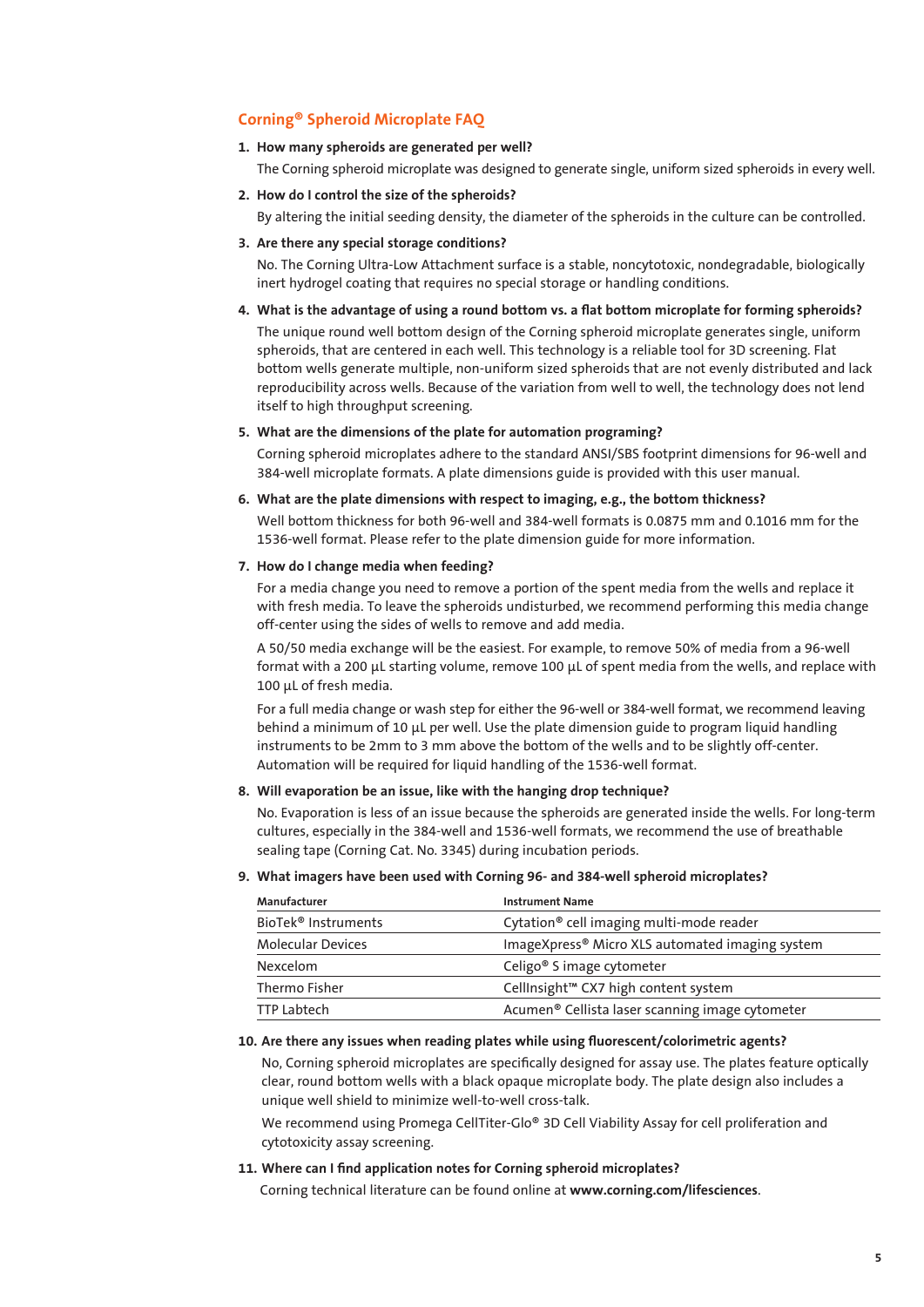## Corning® Spheroid Microplate FAQ

1. **How many spheroids are generated per well?**

   The Corning spheroid microplate was designed to generate single, uniform sized spheroids in every well.

2. **How do I control the size of the spheroids?**

   By altering the initial seeding density, the diameter of the spheroids in the culture can be controlled.

3. **Are there any special storage conditions?**

   No. The Corning Ultra-Low Attachment surface is a stable, noncytotoxic, nondegradable, biologically inert hydrogel coating that requires no special storage or handling conditions.

4. **What is the advantage of using a round bottom vs. a flat bottom microplate for forming spheroids?**

   The unique round well bottom design of the Corning spheroid microplate generates single, uniform spheroids, that are centered in each well. This technology is a reliable tool for 3D screening. Flat bottom wells generate multiple, non-uniform sized spheroids that are not evenly distributed and lack reproducibility across wells. Because of the variation from well to well, the technology does not lend itself to high throughput screening.

5. **What are the dimensions of the plate for automation programing?**

   Corning spheroid microplates adhere to the standard ANSI/SBS footprint dimensions for 96-well and 384-well microplate formats. A plate dimensions guide is provided with this user manual.

6. **What are the plate dimensions with respect to imaging, e.g., the bottom thickness?**

   Well bottom thickness for both 96-well and 384-well formats is 0.0875 mm and 0.1016 mm for the 1536-well format. Please refer to the plate dimension guide for more information.

7. **How do I change media when feeding?**

   For a media change you need to remove a portion of the spent media from the wells and replace it with fresh media. To leave the spheroids undisturbed, we recommend performing this media change off-center using the sides of wells to remove and add media.

   A 50/50 media exchange will be the easiest. For example, to remove 50% of media from a 96-well format with a 200 µL starting volume, remove 100 µL of spent media from the wells, and replace with 100 µL of fresh media.

   For a full media change or wash step for either the 96-well or 384-well format, we recommend leaving behind a minimum of 10 µL per well. Use the plate dimension guide to program liquid handling instruments to be 2mm to 3 mm above the bottom of the wells and to be slightly off-center. Automation will be required for liquid handling of the 1536-well format.

8. **Will evaporation be an issue, like with the hanging drop technique?**

   No. Evaporation is less of an issue because the spheroids are generated inside the wells. For long-term cultures, especially in the 384-well and 1536-well formats, we recommend the use of breathable sealing tape (Corning Cat. No. 3345) during incubation periods.

9. **What imagers have been used with Corning 96- and 384-well spheroid microplates?**

| Manufacturer | Instrument Name |
|---|---|
| BioTek® Instruments | Cytation® cell imaging multi-mode reader |
| Molecular Devices | ImageXpress® Micro XLS automated imaging system |
| Nexcelom | Celigo® S image cytometer |
| Thermo Fisher | CellInsight™ CX7 high content system |
| TTP Labtech | Acumen® Cellista laser scanning image cytometer |

10. **Are there any issues when reading plates while using fluorescent/colorimetric agents?**

    No, Corning spheroid microplates are specifically designed for assay use. The plates feature optically clear, round bottom wells with a black opaque microplate body. The plate design also includes a unique well shield to minimize well-to-well cross-talk.

    We recommend using Promega CellTiter-Glo® 3D Cell Viability Assay for cell proliferation and cytotoxicity assay screening.

11. **Where can I find application notes for Corning spheroid microplates?**

    Corning technical literature can be found online at **www.corning.com/lifesciences**.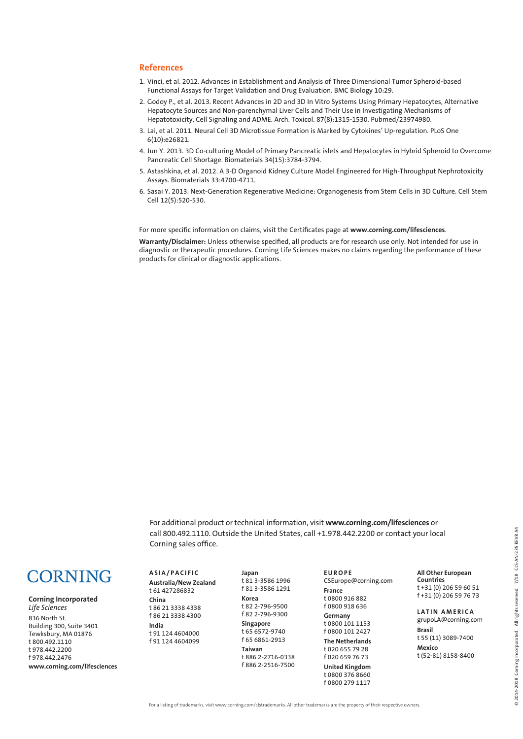## References

1. Vinci, et al. 2012. Advances in Establishment and Analysis of Three Dimensional Tumor Spheroid-based Functional Assays for Target Validation and Drug Evaluation. BMC Biology 10:29.
2. Godoy P., et al. 2013. Recent Advances in 2D and 3D In Vitro Systems Using Primary Hepatocytes, Alternative Hepatocyte Sources and Non-parenchymal Liver Cells and Their Use in Investigating Mechanisms of Hepatotoxicity, Cell Signaling and ADME. Arch. Toxicol. 87(8):1315-1530. Pubmed/23974980.
3. Lai, et al. 2011. Neural Cell 3D Microtissue Formation is Marked by Cytokines' Up-regulation. PLoS One 6(10):e26821.
4. Jun Y. 2013. 3D Co-culturing Model of Primary Pancreatic islets and Hepatocytes in Hybrid Spheroid to Overcome Pancreatic Cell Shortage. Biomaterials 34(15):3784-3794.
5. Astashkina, et al. 2012. A 3-D Organoid Kidney Culture Model Engineered for High-Throughput Nephrotoxicity Assays. Biomaterials 33:4700-4711.
6. Sasai Y. 2013. Next-Generation Regenerative Medicine: Organogenesis from Stem Cells in 3D Culture. Cell Stem Cell 12(5):520-530.

For more specific information on claims, visit the Certificates page at **www.corning.com/lifesciences**.

**Warranty/Disclaimer:** Unless otherwise specified, all products are for research use only. Not intended for use in diagnostic or therapeutic procedures. Corning Life Sciences makes no claims regarding the performance of these products for clinical or diagnostic applications.

For additional product or technical information, visit **www.corning.com/lifesciences** or call 800.492.1110. Outside the United States, call +1.978.442.2200 or contact your local Corning sales office.

CORNING

**Corning Incorporated**
*Life Sciences*
836 North St.
Building 300, Suite 3401
Tewksbury, MA 01876
t 800.492.1110
t 978.442.2200
f 978.442.2476
**www.corning.com/lifesciences**

**ASIA/PACIFIC**

**Australia/New Zealand**
t 61 427286832

**China**
t 86 21 3338 4338
f 86 21 3338 4300

**India**
t 91 124 4604000
f 91 124 4604099

**Japan**
t 81 3-3586 1996
f 81 3-3586 1291

**Korea**
t 82 2-796-9500
f 82 2-796-9300

**Singapore**
t 65 6572-9740
f 65 6861-2913

**Taiwan**
t 886 2-2716-0338
f 886 2-2516-7500

**EUROPE**
CSEurope@corning.com

**France**
t 0800 916 882
f 0800 918 636

**Germany**
t 0800 101 1153
f 0800 101 2427

**The Netherlands**
t 020 655 79 28
f 020 659 76 73

**United Kingdom**
t 0800 376 8660
f 0800 279 1117

**All Other European Countries**
t +31 (0) 206 59 60 51
f +31 (0) 206 59 76 73

**LATIN AMERICA**
grupoLA@corning.com

**Brasil**
t 55 (11) 3089-7400

**Mexico**
t (52-81) 8158-8400

For a listing of trademarks, visit www.corning.com/clstrademarks. All other trademarks are the property of their respective owners.

© 2014-2018 Corning Incorporated. All rights reserved. 7/18 CLS-AN-235 REV8 A4